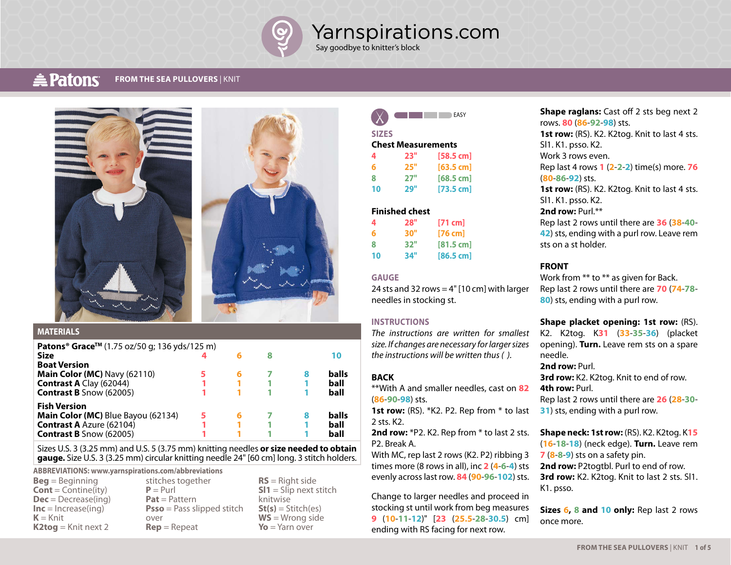# Yarnspirations.com

Say goodbye to knitter's block

**Patons** FROM THE SEA PULLOVERS | KNIT

## MATERIALS

**Patons® Grace™** (1.75 oz/50 g; 136 yds/125 m)

| Size | 4 | 6 | 8 | 10 | |
|---|---|---|---|---|---|
| **Boat Version** | | | | | |
| **Main Color (MC)** Navy (62110) | 5 | 6 | 7 | 8 | balls |
| **Contrast A** Clay (62044) | 1 | 1 | 1 | 1 | ball |
| **Contrast B** Snow (62005) | 1 | 1 | 1 | 1 | ball |
| **Fish Version** | | | | | |
| **Main Color (MC)** Blue Bayou (62134) | 5 | 6 | 7 | 8 | balls |
| **Contrast A** Azure (62104) | 1 | 1 | 1 | 1 | ball |
| **Contrast B** Snow (62005) | 1 | 1 | 1 | 1 | ball |

Sizes U.S. 3 (3.25 mm) and U.S. 5 (3.75 mm) knitting needles **or size needed to obtain gauge.** Size U.S. 3 (3.25 mm) circular knitting needle 24" [60 cm] long. 3 stitch holders.

**ABBREVIATIONS: www.yarnspirations.com/abbreviations**

**Beg** = Beginning
**Cont** = Contine(ity)
**Dec** = Decrease(ing)
**Inc** = Increase(ing)
**K** = Knit
**K2tog** = Knit next 2 stitches together
**P** = Purl
**Pat** = Pattern
**Psso** = Pass slipped stitch over
**Rep** = Repeat
**RS** = Right side
**Sl1** = Slip next stitch knitwise
**St(s)** = Stitch(es)
**WS** = Wrong side
**Yo** = Yarn over

EASY

## SIZES

**Chest Measurements**

| | | |
|---|---|---|
| 4 | 23" | [58.5 cm] |
| 6 | 25" | [63.5 cm] |
| 8 | 27" | [68.5 cm] |
| 10 | 29" | [73.5 cm] |

**Finished chest**

| | | |
|---|---|---|
| 4 | 28" | [71 cm] |
| 6 | 30" | [76 cm] |
| 8 | 32" | [81.5 cm] |
| 10 | 34" | [86.5 cm] |

## GAUGE

24 sts and 32 rows = 4" [10 cm] with larger needles in stocking st.

## INSTRUCTIONS

*The instructions are written for smallest size. If changes are necessary for larger sizes the instructions will be written thus ( ).*

### BACK

**With A and smaller needles, cast on 82 (86-90-98) sts.

**1st row:** (RS). *K2. P2. Rep from * to last 2 sts. K2.

**2nd row:** *P2. K2. Rep from * to last 2 sts. P2. Break A.

With MC, rep last 2 rows (K2. P2) ribbing 3 times more (8 rows in all), inc 2 (4-6-4) sts evenly across last row. 84 (90-96-102) sts.

Change to larger needles and proceed in stocking st until work from beg measures 9 (10-11-12)" [23 (25.5-28-30.5) cm] ending with RS facing for next row.

**Shape raglans:** Cast off 2 sts beg next 2 rows. 80 (86-92-98) sts.

**1st row:** (RS). K2. K2tog. Knit to last 4 sts. Sl1. K1. psso. K2.

Work 3 rows even.

Rep last 4 rows 1 (2-2-2) time(s) more. 76 (80-86-92) sts.

**1st row:** (RS). K2. K2tog. Knit to last 4 sts. Sl1. K1. psso. K2.

**2nd row:** Purl.**

Rep last 2 rows until there are 36 (38-40-42) sts, ending with a purl row. Leave rem sts on a st holder.

### FRONT

Work from ** to ** as given for Back.

Rep last 2 rows until there are 70 (74-78-80) sts, ending with a purl row.

**Shape placket opening: 1st row:** (RS). K2. K2tog. K31 (33-35-36) (placket opening). **Turn.** Leave rem sts on a spare needle.

**2nd row:** Purl.

**3rd row:** K2. K2tog. Knit to end of row.

**4th row:** Purl.

Rep last 2 rows until there are 26 (28-30-31) sts, ending with a purl row.

**Shape neck: 1st row:** (RS). K2. K2tog. K15 (16-18-18) (neck edge). **Turn.** Leave rem 7 (8-8-9) sts on a safety pin.

**2nd row:** P2togtbl. Purl to end of row.

**3rd row:** K2. K2tog. Knit to last 2 sts. Sl1. K1. psso.

**Sizes 6, 8 and 10 only:** Rep last 2 rows once more.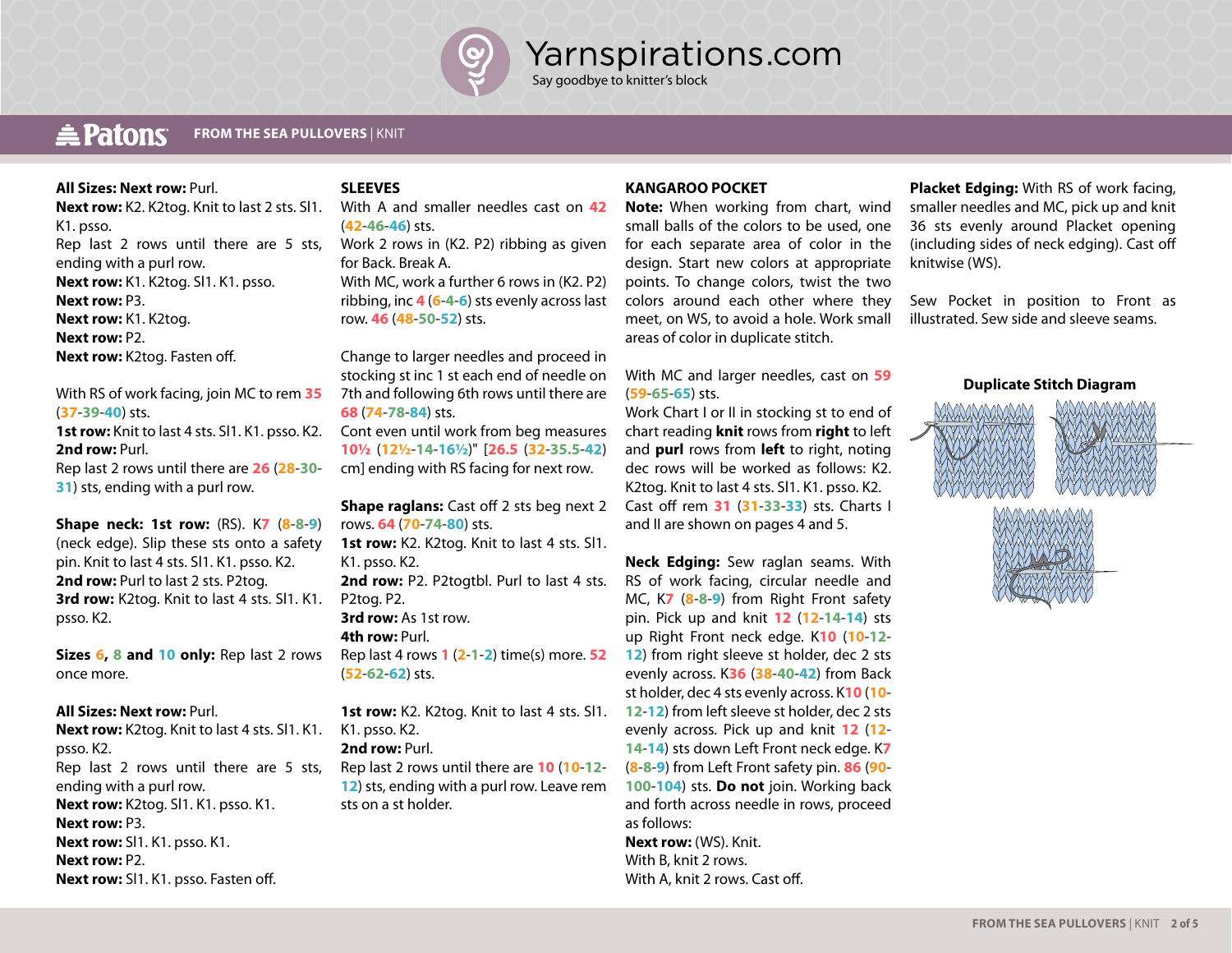**All Sizes: Next row:** Purl.

**Next row:** K2. K2tog. Knit to last 2 sts. Sl1. K1. psso.

Rep last 2 rows until there are 5 sts, ending with a purl row.

**Next row:** K1. K2tog. Sl1. K1. psso.

**Next row:** P3.

**Next row:** K1. K2tog.

**Next row:** P2.

**Next row:** K2tog. Fasten off.

With RS of work facing, join MC to rem 35 (37-39-40) sts.

**1st row:** Knit to last 4 sts. Sl1. K1. psso. K2.

**2nd row:** Purl.

Rep last 2 rows until there are 26 (28-30-31) sts, ending with a purl row.

**Shape neck: 1st row:** (RS). K7 (8-8-9) (neck edge). Slip these sts onto a safety pin. Knit to last 4 sts. Sl1. K1. psso. K2.

**2nd row:** Purl to last 2 sts. P2tog.

**3rd row:** K2tog. Knit to last 4 sts. Sl1. K1. psso. K2.

**Sizes 6, 8 and 10 only:** Rep last 2 rows once more.

**All Sizes: Next row:** Purl.

**Next row:** K2tog. Knit to last 4 sts. Sl1. K1. psso. K2.

Rep last 2 rows until there are 5 sts, ending with a purl row.

**Next row:** K2tog. Sl1. K1. psso. K1.

**Next row:** P3.

**Next row:** Sl1. K1. psso. K1.

**Next row:** P2.

**Next row:** Sl1. K1. psso. Fasten off.

## SLEEVES

With A and smaller needles cast on 42 (42-46-46) sts.

Work 2 rows in (K2. P2) ribbing as given for Back. Break A.

With MC, work a further 6 rows in (K2. P2) ribbing, inc 4 (6-4-6) sts evenly across last row. 46 (48-50-52) sts.

Change to larger needles and proceed in stocking st inc 1 st each end of needle on 7th and following 6th rows until there are 68 (74-78-84) sts.

Cont even until work from beg measures 10½ (12½-14-16½)" [26.5 (32-35.5-42) cm] ending with RS facing for next row.

**Shape raglans:** Cast off 2 sts beg next 2 rows. 64 (70-74-80) sts.

**1st row:** K2. K2tog. Knit to last 4 sts. Sl1. K1. psso. K2.

**2nd row:** P2. P2togtbl. Purl to last 4 sts. P2tog. P2.

**3rd row:** As 1st row.

**4th row:** Purl.

Rep last 4 rows 1 (2-1-2) time(s) more. 52 (52-62-62) sts.

**1st row:** K2. K2tog. Knit to last 4 sts. Sl1. K1. psso. K2.

**2nd row:** Purl.

Rep last 2 rows until there are 10 (10-12-12) sts, ending with a purl row. Leave rem sts on a st holder.

## KANGAROO POCKET

**Note:** When working from chart, wind small balls of the colors to be used, one for each separate area of color in the design. Start new colors at appropriate points. To change colors, twist the two colors around each other where they meet, on WS, to avoid a hole. Work small areas of color in duplicate stitch.

With MC and larger needles, cast on 59 (59-65-65) sts.

Work Chart I or II in stocking st to end of chart reading **knit** rows from **right** to left and **purl** rows from **left** to right, noting dec rows will be worked as follows: K2. K2tog. Knit to last 4 sts. Sl1. K1. psso. K2. Cast off rem 31 (31-33-33) sts. Charts I and II are shown on pages 4 and 5.

**Neck Edging:** Sew raglan seams. With RS of work facing, circular needle and MC, K7 (8-8-9) from Right Front safety pin. Pick up and knit 12 (12-14-14) sts up Right Front neck edge. K10 (10-12-12) from right sleeve st holder, dec 2 sts evenly across. K36 (38-40-42) from Back st holder, dec 4 sts evenly across. K10 (10-12-12) from left sleeve st holder, dec 2 sts evenly across. Pick up and knit 12 (12-14-14) sts down Left Front neck edge. K7 (8-8-9) from Left Front safety pin. 86 (90-100-104) sts. **Do not** join. Working back and forth across needle in rows, proceed as follows:

**Next row:** (WS). Knit.

With B, knit 2 rows.

With A, knit 2 rows. Cast off.

**Placket Edging:** With RS of work facing, smaller needles and MC, pick up and knit 36 sts evenly around Placket opening (including sides of neck edging). Cast off knitwise (WS).

Sew Pocket in position to Front as illustrated. Sew side and sleeve seams.

**Duplicate Stitch Diagram**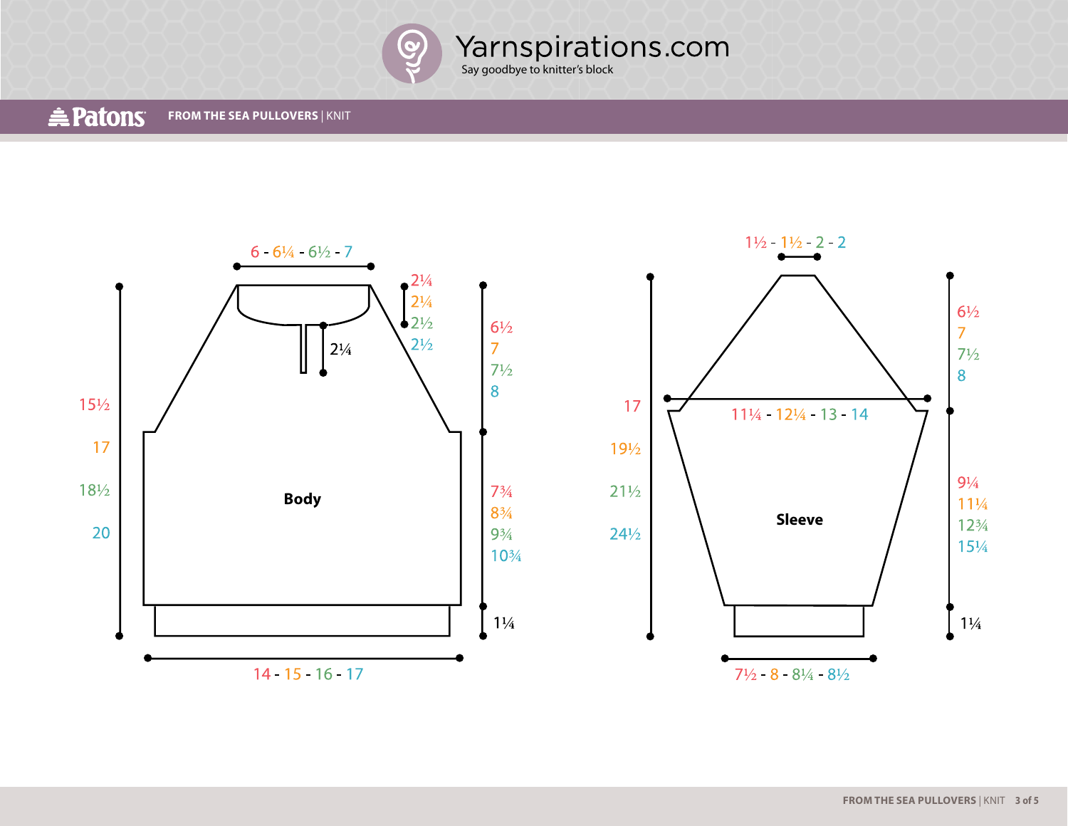Body

6 - 6¼ - 6½ - 7

2¼
2¼
2½
2½

2¼

15½
17
18½
20

6½
7
7½
8

7¾
8¾
9¾
10¾

1¼

14 - 15 - 16 - 17

Sleeve

1½ - 1½ - 2 - 2

17
19½
21½
24½

11¼ - 12¼ - 13 - 14

6½
7
7½
8

9¼
11¼
12¾
15¼

1¼

7½ - 8 - 8¼ - 8½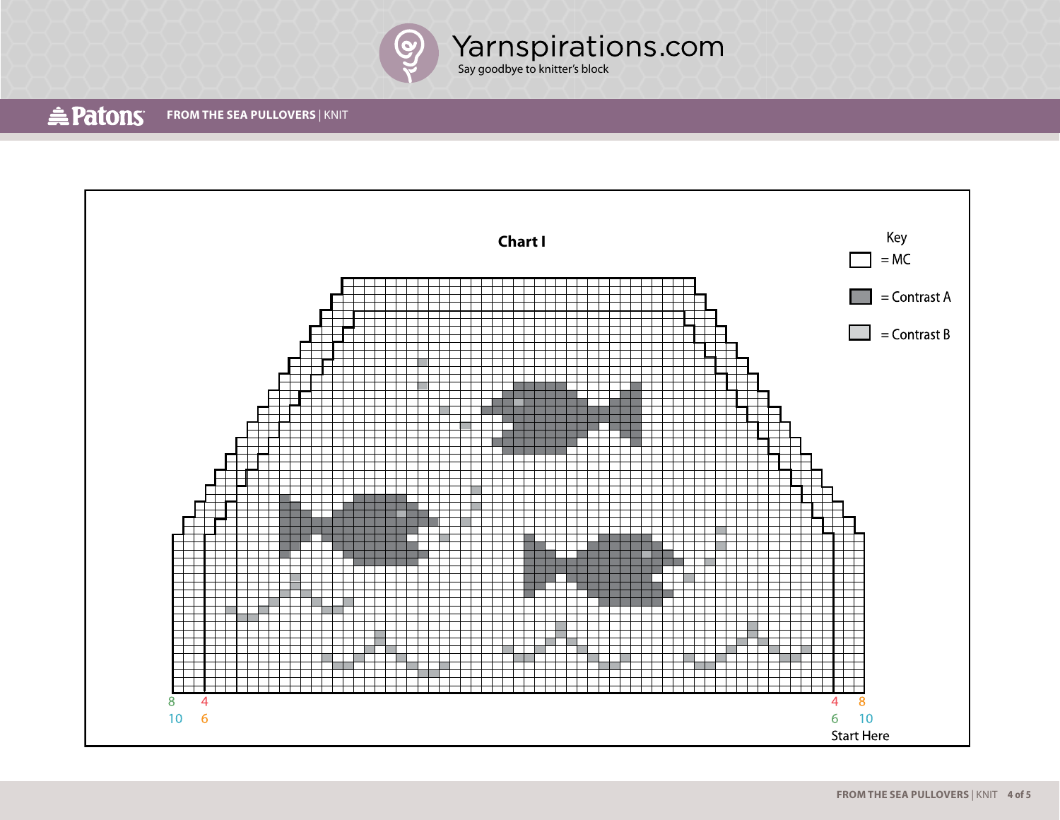Chart I

Key

= MC

= Contrast A

= Contrast B

8 4
10 6

4 8
6 10

Start Here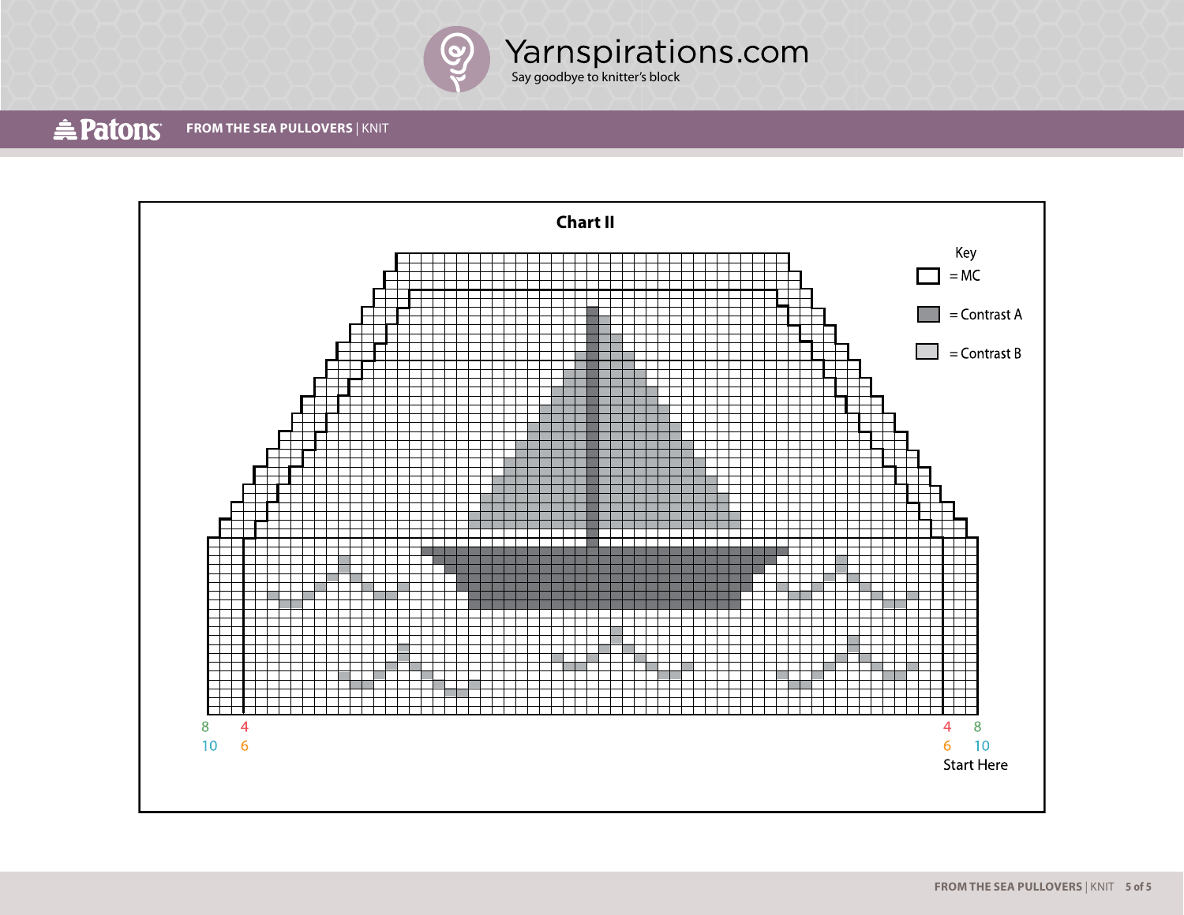## Chart II

Key

= MC

= Contrast A

= Contrast B

8 4

10 6

4 8

6 10

Start Here